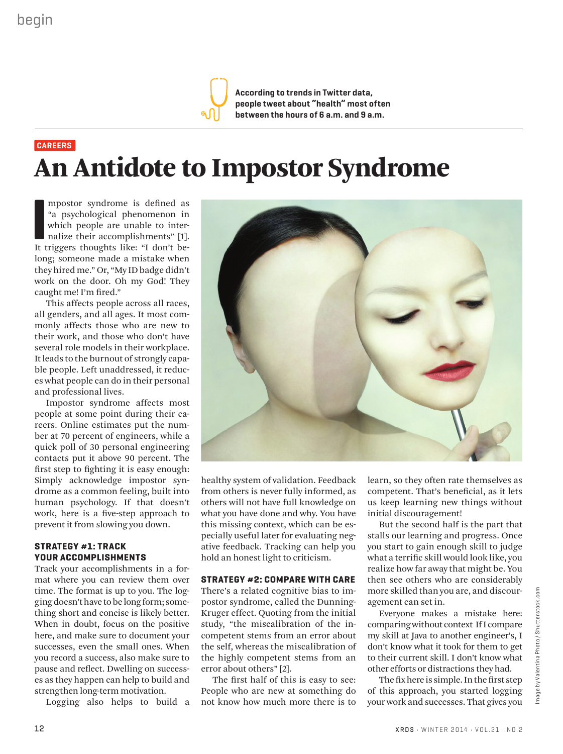According to trends in Twitter data, people tweet about "health" most often between the hours of 6 a.m. and 9 a.m.

CAREERS

# An Antidote to Impostor Syndrome

Impostor syndrome is defined as "a psychological phenomenon in which people are unable to internalize their accomplishments" [1]. It triggers thoughts like: "I don't belong; someone made a mistake when they hired me." Or, "My ID badge didn't work on the door. Oh my God! They caught me! I'm fired."

This affects people across all races, all genders, and all ages. It most commonly affects those who are new to their work, and those who don't have several role models in their workplace. It leads to the burnout of strongly capable people. Left unaddressed, it reduces what people can do in their personal and professional lives.

Impostor syndrome affects most people at some point during their careers. Online estimates put the number at 70 percent of engineers, while a quick poll of 30 personal engineering contacts put it above 90 percent. The first step to fighting it is easy enough: Simply acknowledge impostor syndrome as a common feeling, built into human psychology. If that doesn't work, here is a five-step approach to prevent it from slowing you down.

### STRATEGY #1: TRACK YOUR ACCOMPLISHMENTS

Track your accomplishments in a format where you can review them over time. The format is up to you. The logging doesn't have to be long form; something short and concise is likely better. When in doubt, focus on the positive here, and make sure to document your successes, even the small ones. When you record a success, also make sure to pause and reflect. Dwelling on successes as they happen can help to build and strengthen long-term motivation.

Logging also helps to build a healthy system of validation. Feedback from others is never fully informed, as others will not have full knowledge on what you have done and why. You have this missing context, which can be especially useful later for evaluating negative feedback. Tracking can help you hold an honest light to criticism.

### STRATEGY #2: COMPARE WITH CARE

There's a related cognitive bias to impostor syndrome, called the Dunning-Kruger effect. Quoting from the initial study, "the miscalibration of the incompetent stems from an error about the self, whereas the miscalibration of the highly competent stems from an error about others" [2].

The first half of this is easy to see: People who are new at something do not know how much more there is to learn, so they often rate themselves as competent. That's beneficial, as it lets us keep learning new things without initial discouragement!

But the second half is the part that stalls our learning and progress. Once you start to gain enough skill to judge what a terrific skill would look like, you realize how far away that might be. You then see others who are considerably more skilled than you are, and discouragement can set in.

Everyone makes a mistake here: comparing without context If I compare my skill at Java to another engineer's, I don't know what it took for them to get to their current skill. I don't know what other efforts or distractions they had.

The fix here is simple. In the first step of this approach, you started logging your work and successes. That gives you

Image by Valentina Photo / Shutterstock.com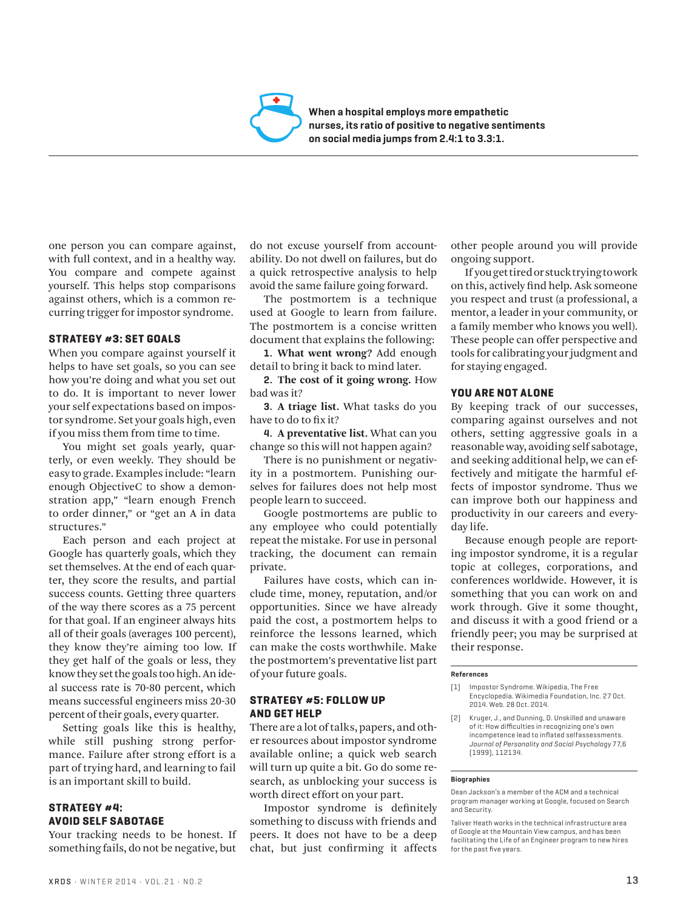When a hospital employs more empathetic nurses, its ratio of positive to negative sentiments on social media jumps from 2.4:1 to 3.3:1.

one person you can compare against, with full context, and in a healthy way. You compare and compete against yourself. This helps stop comparisons against others, which is a common recurring trigger for impostor syndrome.

### STRATEGY #3: SET GOALS

When you compare against yourself it helps to have set goals, so you can see how you're doing and what you set out to do. It is important to never lower your self expectations based on impostor syndrome. Set your goals high, even if you miss them from time to time.

You might set goals yearly, quarterly, or even weekly. They should be easy to grade. Examples include: "learn enough ObjectiveC to show a demonstration app," "learn enough French to order dinner," or "get an A in data structures."

Each person and each project at Google has quarterly goals, which they set themselves. At the end of each quarter, they score the results, and partial success counts. Getting three quarters of the way there scores as a 75 percent for that goal. If an engineer always hits all of their goals (averages 100 percent), they know they're aiming too low. If they get half of the goals or less, they know they set the goals too high. An ideal success rate is 70-80 percent, which means successful engineers miss 20-30 percent of their goals, every quarter.

Setting goals like this is healthy, while still pushing strong performance. Failure after strong effort is a part of trying hard, and learning to fail is an important skill to build.

### STRATEGY #4: AVOID SELF SABOTAGE

Your tracking needs to be honest. If something fails, do not be negative, but do not excuse yourself from accountability. Do not dwell on failures, but do a quick retrospective analysis to help avoid the same failure going forward.

The postmortem is a technique used at Google to learn from failure. The postmortem is a concise written document that explains the following:

**1. What went wrong?** Add enough detail to bring it back to mind later.

**2. The cost of it going wrong.** How bad was it?

**3. A triage list.** What tasks do you have to do to fix it?

**4. A preventative list.** What can you change so this will not happen again?

There is no punishment or negativity in a postmortem. Punishing ourselves for failures does not help most people learn to succeed.

Google postmortems are public to any employee who could potentially repeat the mistake. For use in personal tracking, the document can remain private.

Failures have costs, which can include time, money, reputation, and/or opportunities. Since we have already paid the cost, a postmortem helps to reinforce the lessons learned, which can make the costs worthwhile. Make the postmortem's preventative list part of your future goals.

### STRATEGY #5: FOLLOW UP AND GET HELP

There are a lot of talks, papers, and other resources about impostor syndrome available online; a quick web search will turn up quite a bit. Go do some research, as unblocking your success is worth direct effort on your part.

Impostor syndrome is definitely something to discuss with friends and peers. It does not have to be a deep chat, but just confirming it affects other people around you will provide ongoing support.

If you get tired or stuck trying to work on this, actively find help. Ask someone you respect and trust (a professional, a mentor, a leader in your community, or a family member who knows you well). These people can offer perspective and tools for calibrating your judgment and for staying engaged.

### YOU ARE NOT ALONE

By keeping track of our successes, comparing against ourselves and not others, setting aggressive goals in a reasonable way, avoiding self sabotage, and seeking additional help, we can effectively and mitigate the harmful effects of impostor syndrome. Thus we can improve both our happiness and productivity in our careers and everyday life.

Because enough people are reporting impostor syndrome, it is a regular topic at colleges, corporations, and conferences worldwide. However, it is something that you can work on and work through. Give it some thought, and discuss it with a good friend or a friendly peer; you may be surprised at their response.

#### References

[1] Impostor Syndrome. Wikipedia, The Free Encyclopedia. Wikimedia Foundation, Inc. 27 Oct. 2014. Web. 28 Oct. 2014.

[2] Kruger, J., and Dunning, D. Unskilled and unaware of it: How difficulties in recognizing one's own incompetence lead to inflated selfassessments. *Journal of Personality and Social Psychology* 77,6 (1999), 112134.

#### Biographies

Dean Jackson's a member of the ACM and a technical program manager working at Google, focused on Search and Security.

Taliver Heath works in the technical infrastructure area of Google at the Mountain View campus, and has been facilitating the Life of an Engineer program to new hires for the past five years.